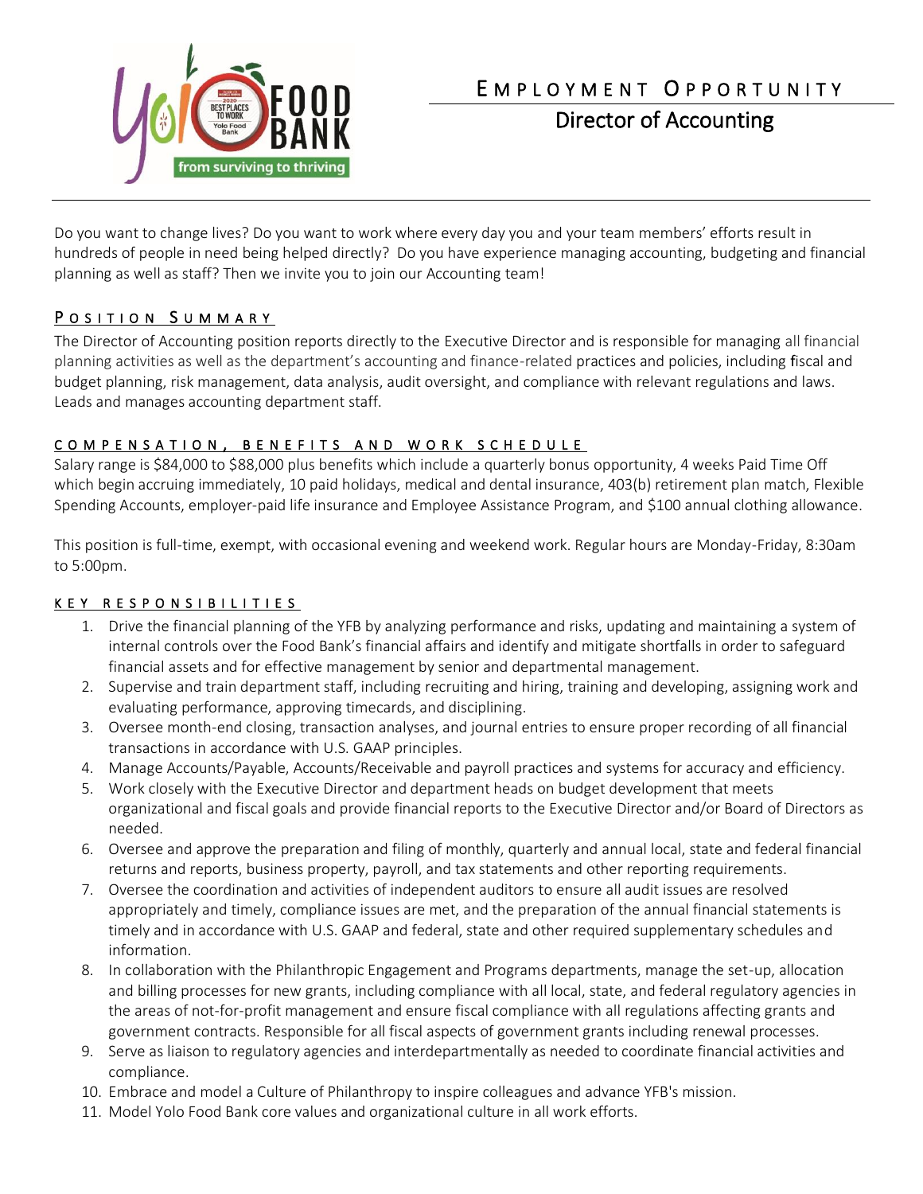# Employment Opportunity

## Director of Accounting

Do you want to change lives? Do you want to work where every day you and your team members' efforts result in hundreds of people in need being helped directly? Do you have experience managing accounting, budgeting and financial planning as well as staff? Then we invite you to join our Accounting team!

## Position Summary

The Director of Accounting position reports directly to the Executive Director and is responsible for managing all financial planning activities as well as the department's accounting and finance-related practices and policies, including fiscal and budget planning, risk management, data analysis, audit oversight, and compliance with relevant regulations and laws. Leads and manages accounting department staff.

## Compensation, Benefits and Work Schedule

Salary range is $84,000 to $88,000 plus benefits which include a quarterly bonus opportunity, 4 weeks Paid Time Off which begin accruing immediately, 10 paid holidays, medical and dental insurance, 403(b) retirement plan match, Flexible Spending Accounts, employer-paid life insurance and Employee Assistance Program, and $100 annual clothing allowance.

This position is full-time, exempt, with occasional evening and weekend work. Regular hours are Monday-Friday, 8:30am to 5:00pm.

## Key Responsibilities

1. Drive the financial planning of the YFB by analyzing performance and risks, updating and maintaining a system of internal controls over the Food Bank's financial affairs and identify and mitigate shortfalls in order to safeguard financial assets and for effective management by senior and departmental management.
2. Supervise and train department staff, including recruiting and hiring, training and developing, assigning work and evaluating performance, approving timecards, and disciplining.
3. Oversee month-end closing, transaction analyses, and journal entries to ensure proper recording of all financial transactions in accordance with U.S. GAAP principles.
4. Manage Accounts/Payable, Accounts/Receivable and payroll practices and systems for accuracy and efficiency.
5. Work closely with the Executive Director and department heads on budget development that meets organizational and fiscal goals and provide financial reports to the Executive Director and/or Board of Directors as needed.
6. Oversee and approve the preparation and filing of monthly, quarterly and annual local, state and federal financial returns and reports, business property, payroll, and tax statements and other reporting requirements.
7. Oversee the coordination and activities of independent auditors to ensure all audit issues are resolved appropriately and timely, compliance issues are met, and the preparation of the annual financial statements is timely and in accordance with U.S. GAAP and federal, state and other required supplementary schedules and information.
8. In collaboration with the Philanthropic Engagement and Programs departments, manage the set-up, allocation and billing processes for new grants, including compliance with all local, state, and federal regulatory agencies in the areas of not-for-profit management and ensure fiscal compliance with all regulations affecting grants and government contracts. Responsible for all fiscal aspects of government grants including renewal processes.
9. Serve as liaison to regulatory agencies and interdepartmentally as needed to coordinate financial activities and compliance.
10. Embrace and model a Culture of Philanthropy to inspire colleagues and advance YFB's mission.
11. Model Yolo Food Bank core values and organizational culture in all work efforts.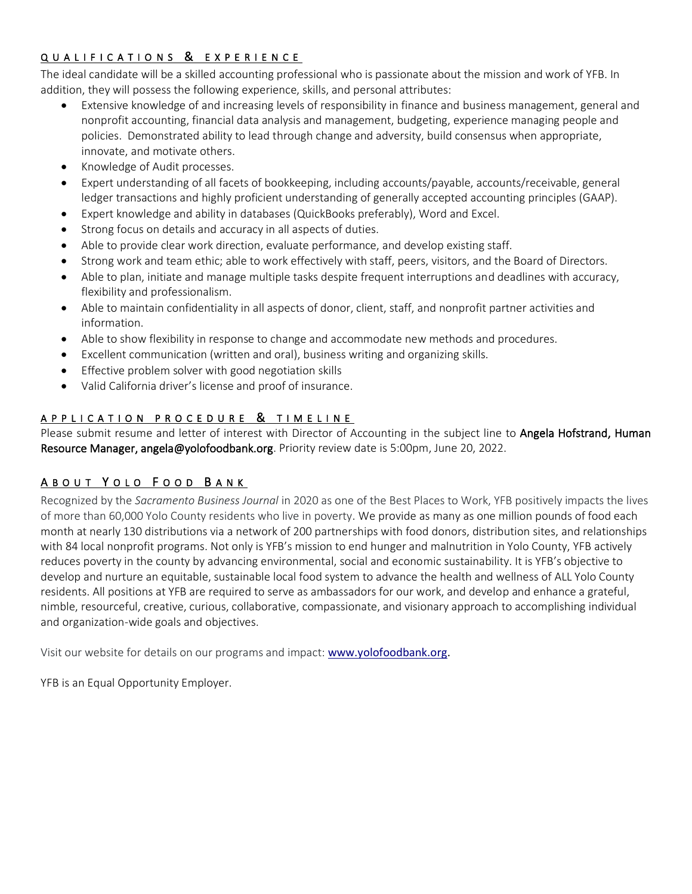## QUALIFICATIONS & EXPERIENCE

The ideal candidate will be a skilled accounting professional who is passionate about the mission and work of YFB. In addition, they will possess the following experience, skills, and personal attributes:

- Extensive knowledge of and increasing levels of responsibility in finance and business management, general and nonprofit accounting, financial data analysis and management, budgeting, experience managing people and policies. Demonstrated ability to lead through change and adversity, build consensus when appropriate, innovate, and motivate others.
- Knowledge of Audit processes.
- Expert understanding of all facets of bookkeeping, including accounts/payable, accounts/receivable, general ledger transactions and highly proficient understanding of generally accepted accounting principles (GAAP).
- Expert knowledge and ability in databases (QuickBooks preferably), Word and Excel.
- Strong focus on details and accuracy in all aspects of duties.
- Able to provide clear work direction, evaluate performance, and develop existing staff.
- Strong work and team ethic; able to work effectively with staff, peers, visitors, and the Board of Directors.
- Able to plan, initiate and manage multiple tasks despite frequent interruptions and deadlines with accuracy, flexibility and professionalism.
- Able to maintain confidentiality in all aspects of donor, client, staff, and nonprofit partner activities and information.
- Able to show flexibility in response to change and accommodate new methods and procedures.
- Excellent communication (written and oral), business writing and organizing skills.
- Effective problem solver with good negotiation skills
- Valid California driver's license and proof of insurance.

## APPLICATION PROCEDURE & TIMELINE

Please submit resume and letter of interest with Director of Accounting in the subject line to **Angela Hofstrand, Human Resource Manager, angela@yolofoodbank.org**. Priority review date is 5:00pm, June 20, 2022.

## ABOUT YOLO FOOD BANK

Recognized by the *Sacramento Business Journal* in 2020 as one of the Best Places to Work, YFB positively impacts the lives of more than 60,000 Yolo County residents who live in poverty. We provide as many as one million pounds of food each month at nearly 130 distributions via a network of 200 partnerships with food donors, distribution sites, and relationships with 84 local nonprofit programs. Not only is YFB's mission to end hunger and malnutrition in Yolo County, YFB actively reduces poverty in the county by advancing environmental, social and economic sustainability. It is YFB's objective to develop and nurture an equitable, sustainable local food system to advance the health and wellness of ALL Yolo County residents. All positions at YFB are required to serve as ambassadors for our work, and develop and enhance a grateful, nimble, resourceful, creative, curious, collaborative, compassionate, and visionary approach to accomplishing individual and organization-wide goals and objectives.

Visit our website for details on our programs and impact: [www.yolofoodbank.org](http://www.yolofoodbank.org).

YFB is an Equal Opportunity Employer.